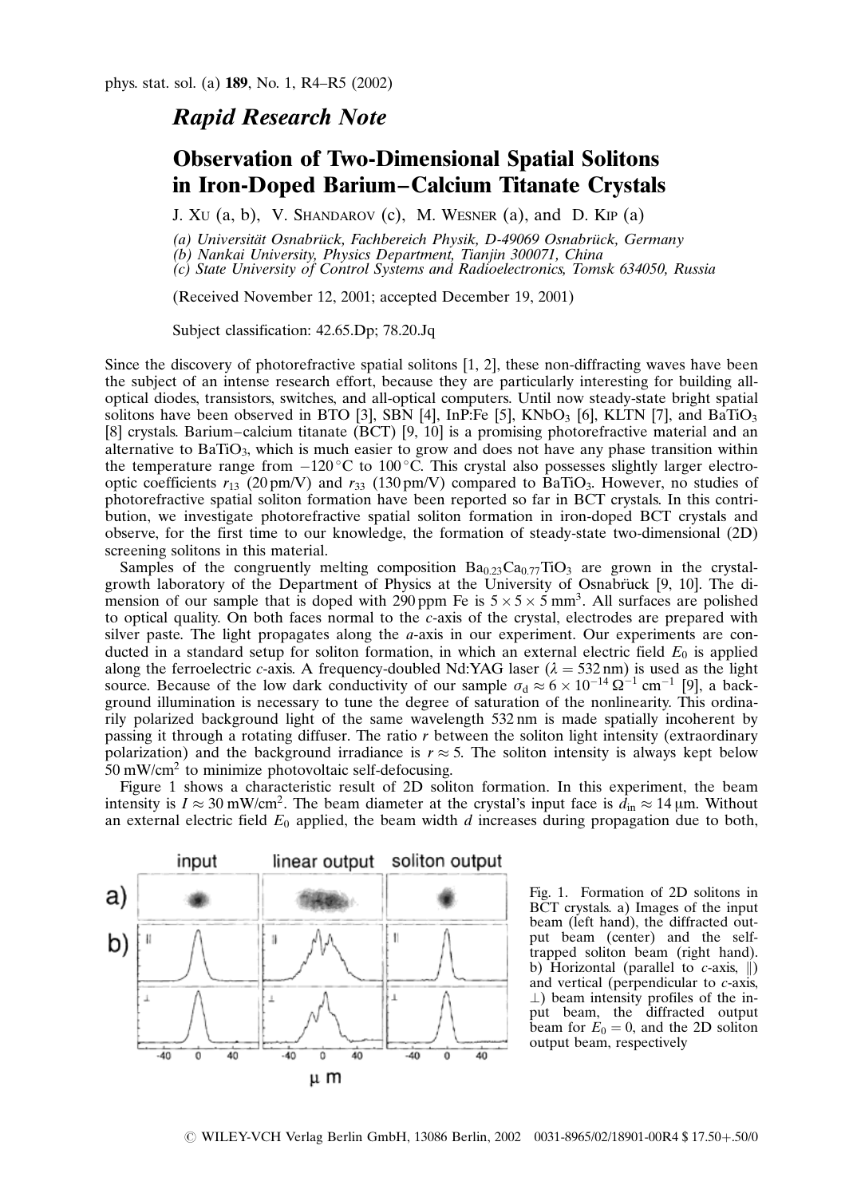## Rapid Research Note

# Observation of Two-Dimensional Spatial Solitons in Iron-Doped Barium–Calcium Titanate Crystals

J. Xu (a, b), V. Shandarov (c), M. Wesner (a), and D. Kip (a)

*(a) Universität Osnabrück, Fachbereich Physik, D-49069 Osnabrück, Germany*
*(b) Nankai University, Physics Department, Tianjin 300071, China*
*(c) State University of Control Systems and Radioelectronics, Tomsk 634050, Russia*

(Received November 12, 2001; accepted December 19, 2001)

Subject classification: 42.65.Dp; 78.20.Jq

Since the discovery of photorefractive spatial solitons [1, 2], these non-diffracting waves have been the subject of an intense research effort, because they are particularly interesting for building all-optical diodes, transistors, switches, and all-optical computers. Until now steady-state bright spatial solitons have been observed in BTO [3], SBN [4], InP:Fe [5], $KNbO_3$ [6], KLTN [7], and $BaTiO_3$ [8] crystals. Barium–calcium titanate (BCT) [9, 10] is a promising photorefractive material and an alternative to $BaTiO_3$, which is much easier to grow and does not have any phase transition within the temperature range from $-120\,°C$ to $100\,°C$. This crystal also possesses slightly larger electro-optic coefficients $r_{13}$ (20 pm/V) and $r_{33}$ (130 pm/V) compared to $BaTiO_3$. However, no studies of photorefractive spatial soliton formation have been reported so far in BCT crystals. In this contribution, we investigate photorefractive spatial soliton formation in iron-doped BCT crystals and observe, for the first time to our knowledge, the formation of steady-state two-dimensional (2D) screening solitons in this material.

Samples of the congruently melting composition $Ba_{0.23}Ca_{0.77}TiO_3$ are grown in the crystal-growth laboratory of the Department of Physics at the University of Osnabrück [9, 10]. The dimension of our sample that is doped with 290 ppm Fe is $5 \times 5 \times 5\ mm^3$. All surfaces are polished to optical quality. On both faces normal to the *c*-axis of the crystal, electrodes are prepared with silver paste. The light propagates along the *a*-axis in our experiment. Our experiments are conducted in a standard setup for soliton formation, in which an external electric field $E_0$ is applied along the ferroelectric *c*-axis. A frequency-doubled Nd:YAG laser ($\lambda = 532$ nm) is used as the light source. Because of the low dark conductivity of our sample $\sigma_d \approx 6 \times 10^{-14}\ \Omega^{-1}\ cm^{-1}$ [9], a background illumination is necessary to tune the degree of saturation of the nonlinearity. This ordinarily polarized background light of the same wavelength 532 nm is made spatially incoherent by passing it through a rotating diffuser. The ratio *r* between the soliton light intensity (extraordinary polarization) and the background irradiance is $r \approx 5$. The soliton intensity is always kept below $50\ mW/cm^2$ to minimize photovoltaic self-defocusing.

Figure 1 shows a characteristic result of 2D soliton formation. In this experiment, the beam intensity is $I \approx 30\ mW/cm^2$. The beam diameter at the crystal's input face is $d_{in} \approx 14\ \mu m$. Without an external electric field $E_0$ applied, the beam width *d* increases during propagation due to both,

Fig. 1. Formation of 2D solitons in BCT crystals. a) Images of the input beam (left hand), the diffracted output beam (center) and the self-trapped soliton beam (right hand). b) Horizontal (parallel to *c*-axis, ∥) and vertical (perpendicular to *c*-axis, ⊥) beam intensity profiles of the input beam, the diffracted output beam for $E_0 = 0$, and the 2D soliton output beam, respectively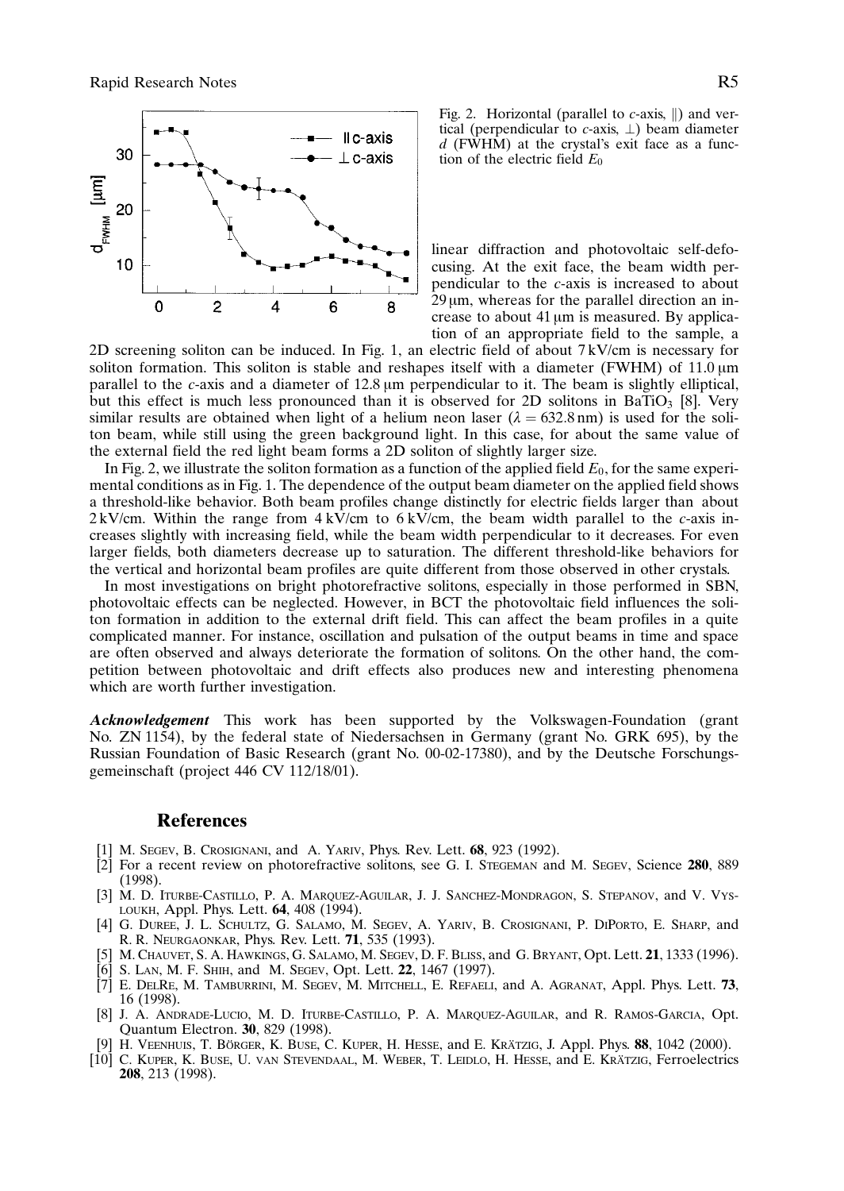Fig. 2. Horizontal (parallel to *c*-axis, ∥) and vertical (perpendicular to *c*-axis, ⊥) beam diameter *d* (FWHM) at the crystal's exit face as a function of the electric field $E_0$

linear diffraction and photovoltaic self-defocusing. At the exit face, the beam width perpendicular to the *c*-axis is increased to about 29 μm, whereas for the parallel direction an increase to about 41 μm is measured. By application of an appropriate field to the sample, a 2D screening soliton can be induced. In Fig. 1, an electric field of about 7 kV/cm is necessary for soliton formation. This soliton is stable and reshapes itself with a diameter (FWHM) of 11.0 μm parallel to the *c*-axis and a diameter of 12.8 μm perpendicular to it. The beam is slightly elliptical, but this effect is much less pronounced than it is observed for 2D solitons in $BaTiO_3$ [8]. Very similar results are obtained when light of a helium neon laser ($\lambda = 632.8$ nm) is used for the soliton beam, while still using the green background light. In this case, for about the same value of the external field the red light beam forms a 2D soliton of slightly larger size.

In Fig. 2, we illustrate the soliton formation as a function of the applied field $E_0$, for the same experimental conditions as in Fig. 1. The dependence of the output beam diameter on the applied field shows a threshold-like behavior. Both beam profiles change distinctly for electric fields larger than about 2 kV/cm. Within the range from 4 kV/cm to 6 kV/cm, the beam width parallel to the *c*-axis increases slightly with increasing field, while the beam width perpendicular to it decreases. For even larger fields, both diameters decrease up to saturation. The different threshold-like behaviors for the vertical and horizontal beam profiles are quite different from those observed in other crystals.

In most investigations on bright photorefractive solitons, especially in those performed in SBN, photovoltaic effects can be neglected. However, in BCT the photovoltaic field influences the soliton formation in addition to the external drift field. This can affect the beam profiles in a quite complicated manner. For instance, oscillation and pulsation of the output beams in time and space are often observed and always deteriorate the formation of solitons. On the other hand, the competition between photovoltaic and drift effects also produces new and interesting phenomena which are worth further investigation.

***Acknowledgement*** This work has been supported by the Volkswagen-Foundation (grant No. ZN 1154), by the federal state of Niedersachsen in Germany (grant No. GRK 695), by the Russian Foundation of Basic Research (grant No. 00-02-17380), and by the Deutsche Forschungsgemeinschaft (project 446 CV 112/18/01).

## References

[1] M. Segev, B. Crosignani, and A. Yariv, Phys. Rev. Lett. **68**, 923 (1992).

[2] For a recent review on photorefractive solitons, see G. I. Stegeman and M. Segev, Science **280**, 889 (1998).

[3] M. D. Iturbe-Castillo, P. A. Marquez-Aguilar, J. J. Sanchez-Mondragon, S. Stepanov, and V. Vysloukh, Appl. Phys. Lett. **64**, 408 (1994).

[4] G. Duree, J. L. Schultz, G. Salamo, M. Segev, A. Yariv, B. Crosignani, P. DiPorto, E. Sharp, and R. R. Neurgaonkar, Phys. Rev. Lett. **71**, 535 (1993).

[5] M. Chauvet, S. A. Hawkings, G. Salamo, M. Segev, D. F. Bliss, and G. Bryant, Opt. Lett. **21**, 1333 (1996).

[6] S. Lan, M. F. Shih, and M. Segev, Opt. Lett. **22**, 1467 (1997).

[7] E. DelRe, M. Tamburrini, M. Segev, M. Mitchell, E. Refaeli, and A. Agranat, Appl. Phys. Lett. **73**, 16 (1998).

[8] J. A. Andrade-Lucio, M. D. Iturbe-Castillo, P. A. Marquez-Aguilar, and R. Ramos-Garcia, Opt. Quantum Electron. **30**, 829 (1998).

[9] H. Veenhuis, T. Börger, K. Buse, C. Kuper, H. Hesse, and E. Krätzig, J. Appl. Phys. **88**, 1042 (2000).

[10] C. Kuper, K. Buse, U. van Stevendaal, M. Weber, T. Leidlo, H. Hesse, and E. Krätzig, Ferroelectrics **208**, 213 (1998).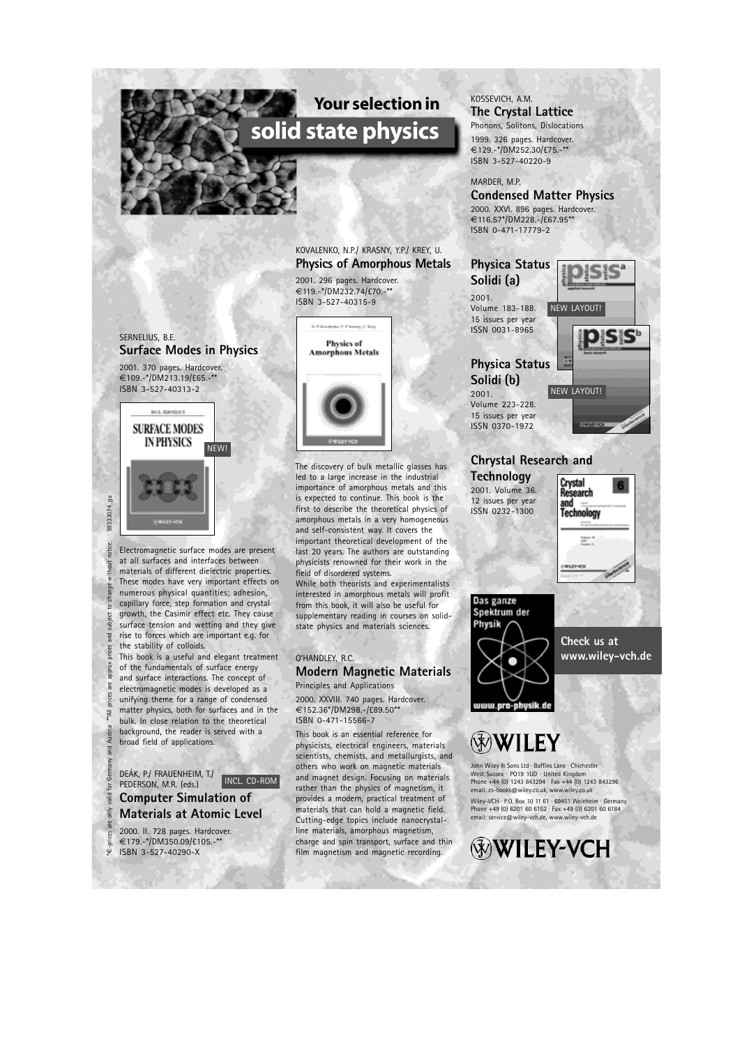# Your selection in solid state physics

SERNELIUS, B.E.

## Surface Modes in Physics

2001. 370 pages. Hardcover.
€109.-*/DM213.19/£65.-**
ISBN 3-527-40313-2

NEW!

Electromagnetic surface modes are present at all surfaces and interfaces between materials of different dielectric properties. These modes have very important effects on numerous physical quantities: adhesion, capillary force, step formation and crystal growth, the Casimir effect etc. They cause surface tension and wetting and they give rise to forces which are important e.g. for the stability of colloids.
This book is a useful and elegant treatment of the fundamentals of surface energy and surface interactions. The concept of electromagnetic modes is developed as a unifying theme for a range of condensed matter physics, both for surfaces and in the bulk. In close relation to the theoretical background, the reader is served with a broad field of applications.

DEÁK, P./ FRAUENHEIM, T./ PEDERSON, M.R. (eds.)

INCL. CD-ROM

## Computer Simulation of Materials at Atomic Level

2000. II. 728 pages. Hardcover.
€179.-*/DM350.09/£105.-**
ISBN 3-527-40290-X

KOVALENKO, N.P./ KRASNY, Y.P./ KREY, U.

## Physics of Amorphous Metals

2001. 296 pages. Hardcover.
€119.-*/DM232.74/£70.-**
ISBN 3-527-40315-9

The discovery of bulk metallic glasses has led to a large increase in the industrial importance of amorphous metals and this is expected to continue. This book is the first to describe the theoretical physics of amorphous metals in a very homogeneous and self-consistent way. It covers the important theoretical development of the last 20 years. The authors are outstanding physicists renowned for their work in the field of disordered systems.
While both theorists and experimentalists interested in amorphous metals will profit from this book, it will also be useful for supplementary reading in courses on solid-state physics and materials sciences.

O'HANDLEY, R.C.

## Modern Magnetic Materials

Principles and Applications

2000. XXVIII. 740 pages. Hardcover.
€152.36*/DM298.-/£89.50**
ISBN 0-471-15566-7

This book is an essential reference for physicists, electrical engineers, materials scientists, chemists, and metallurgists, and others who work on magnetic materials and magnet design. Focusing on materials rather than the physics of magnetism, it provides a modern, practical treatment of materials that can hold a magnetic field. Cutting-edge topics include nanocrystalline materials, amorphous magnetism, charge and spin transport, surface and thin film magnetism and magnetic recording.

KOSSEVICH, A.M.

## The Crystal Lattice

Phonons, Solitons, Dislocations

1999. 326 pages. Hardcover.
€129.-*/DM252.30/£75.-**
ISBN 3-527-40220-9

MARDER, M.P.

## Condensed Matter Physics

2000. XXVI. 896 pages. Hardcover.
€116.57*/DM228.-/£67.95**
ISBN 0-471-17779-2

## Physica Status Solidi (a)

2001.
Volume 183-188.
15 issues per year
ISSN 0031-8965

NEW LAYOUT!

## Physica Status Solidi (b)

2001.
Volume 223-228.
15 issues per year
ISSN 0370-1972

NEW LAYOUT!

## Chrystal Research and Technology

2001. Volume 36.
12 issues per year
ISSN 0232-1300

Das ganze Spektrum der Physik
www.pro-physik.de

Check us at www.wiley-vch.de

WILEY

John Wiley & Sons Ltd · Baffins Lane · Chichester
West Sussex · PO19 1UD · United Kingdom
Phone +44 (0) 1243 843294 · Fax +44 (0) 1243 843296
email: cs-books@wiley.co.uk, www.wiley.co.uk

Wiley-VCH · P.O. Box 10 11 61 · 69451 Weinheim · Germany
Phone +49 (0) 6201 60 6152 · Fax +49 (0) 6201 60 6184
email: service@wiley-vch.de, www.wiley-vch.de

WILEY-VCH

*€-prices are only valid for Germany and Austria **All prices are approx prices and subject to change without notice. 59333074_gu